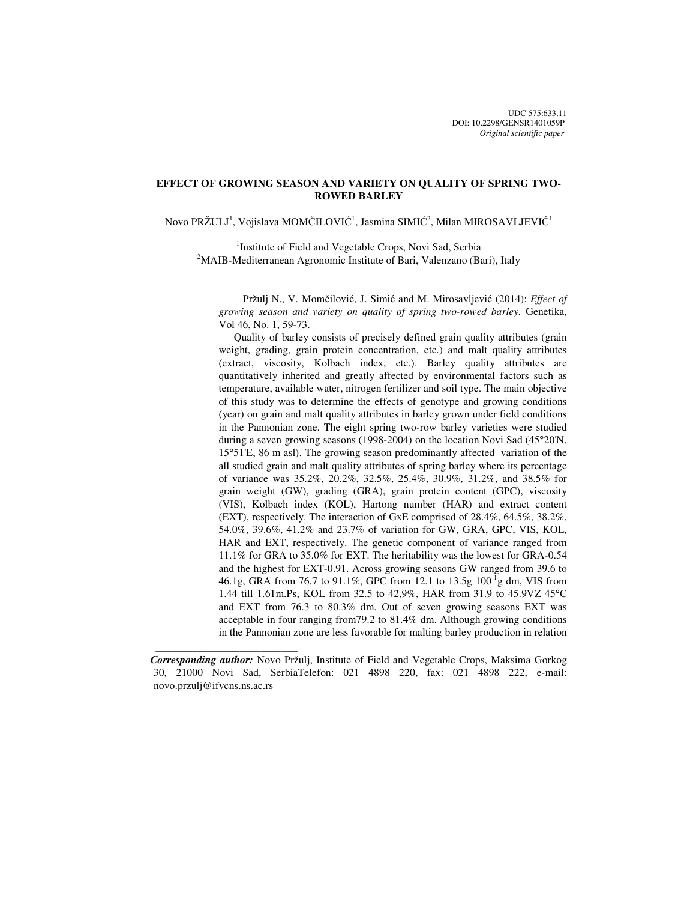UDC 575:633.11
DOI: 10.2298/GENSR1401059P
*Original scientific paper*

# EFFECT OF GROWING SEASON AND VARIETY ON QUALITY OF SPRING TWO-ROWED BARLEY

Novo PRŽULJ[1], Vojislava MOMČILOVIĆ[1], Jasmina SIMIĆ[2], Milan MIROSAVLJEVIĆ[1]

[1]Institute of Field and Vegetable Crops, Novi Sad, Serbia
[2]MAIB-Mediterranean Agronomic Institute of Bari, Valenzano (Bari), Italy

Pržulj N., V. Momčilović, J. Simić and M. Mirosavljević (2014): *Effect of growing season and variety on quality of spring two-rowed barley.* Genetika, Vol 46, No. 1, 59-73.

Quality of barley consists of precisely defined grain quality attributes (grain weight, grading, grain protein concentration, etc.) and malt quality attributes (extract, viscosity, Kolbach index, etc.). Barley quality attributes are quantitatively inherited and greatly affected by environmental factors such as temperature, available water, nitrogen fertilizer and soil type. The main objective of this study was to determine the effects of genotype and growing conditions (year) on grain and malt quality attributes in barley grown under field conditions in the Pannonian zone. The eight spring two-row barley varieties were studied during a seven growing seasons (1998-2004) on the location Novi Sad (45°20'N, 15°51'E, 86 m asl). The growing season predominantly affected variation of the all studied grain and malt quality attributes of spring barley where its percentage of variance was 35.2%, 20.2%, 32.5%, 25.4%, 30.9%, 31.2%, and 38.5% for grain weight (GW), grading (GRA), grain protein content (GPC), viscosity (VIS), Kolbach index (KOL), Hartong number (HAR) and extract content (EXT), respectively. The interaction of GxE comprised of 28.4%, 64.5%, 38.2%, 54.0%, 39.6%, 41.2% and 23.7% of variation for GW, GRA, GPC, VIS, KOL, HAR and EXT, respectively. The genetic component of variance ranged from 11.1% for GRA to 35.0% for EXT. The heritability was the lowest for GRA-0.54 and the highest for EXT-0.91. Across growing seasons GW ranged from 39.6 to 46.1g, GRA from 76.7 to 91.1%, GPC from 12.1 to 13.5g $100^{-1}$g dm, VIS from 1.44 till 1.61m.Ps, KOL from 32.5 to 42,9%, HAR from 31.9 to 45.9VZ 45°C and EXT from 76.3 to 80.3% dm. Out of seven growing seasons EXT was acceptable in four ranging from79.2 to 81.4% dm. Although growing conditions in the Pannonian zone are less favorable for malting barley production in relation

---

***Corresponding author:*** Novo Pržulj, Institute of Field and Vegetable Crops, Maksima Gorkog 30, 21000 Novi Sad, SerbiaTelefon: 021 4898 220, fax: 021 4898 222, e-mail: novo.przulj@ifvcns.ns.ac.rs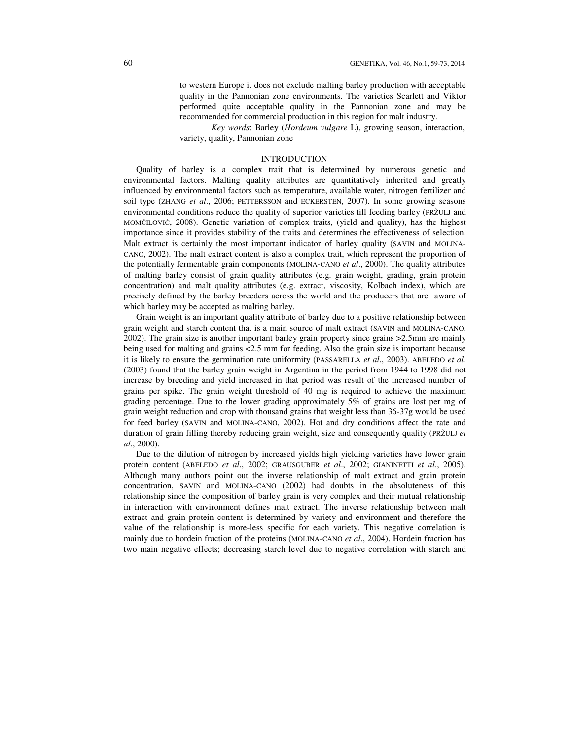to western Europe it does not exclude malting barley production with acceptable quality in the Pannonian zone environments. The varieties Scarlett and Viktor performed quite acceptable quality in the Pannonian zone and may be recommended for commercial production in this region for malt industry.

*Key words*: Barley (*Hordeum vulgare* L), growing season, interaction, variety, quality, Pannonian zone

## INTRODUCTION

Quality of barley is a complex trait that is determined by numerous genetic and environmental factors. Malting quality attributes are quantitatively inherited and greatly influenced by environmental factors such as temperature, available water, nitrogen fertilizer and soil type (ZHANG *et al*., 2006; PETTERSSON and ECKERSTEN, 2007). In some growing seasons environmental conditions reduce the quality of superior varieties till feeding barley (PRŽULJ and MOMČILOVIĆ, 2008). Genetic variation of complex traits, (yield and quality), has the highest importance since it provides stability of the traits and determines the effectiveness of selection. Malt extract is certainly the most important indicator of barley quality (SAVIN and MOLINA-CANO, 2002). The malt extract content is also a complex trait, which represent the proportion of the potentially fermentable grain components (MOLINA-CANO *et al*., 2000). The quality attributes of malting barley consist of grain quality attributes (e.g. grain weight, grading, grain protein concentration) and malt quality attributes (e.g. extract, viscosity, Kolbach index), which are precisely defined by the barley breeders across the world and the producers that are aware of which barley may be accepted as malting barley.

Grain weight is an important quality attribute of barley due to a positive relationship between grain weight and starch content that is a main source of malt extract (SAVIN and MOLINA-CANO, 2002). The grain size is another important barley grain property since grains >2.5mm are mainly being used for malting and grains <2.5 mm for feeding. Also the grain size is important because it is likely to ensure the germination rate uniformity (PASSARELLA *et al*., 2003). ABELEDO *et al*. (2003) found that the barley grain weight in Argentina in the period from 1944 to 1998 did not increase by breeding and yield increased in that period was result of the increased number of grains per spike. The grain weight threshold of 40 mg is required to achieve the maximum grading percentage. Due to the lower grading approximately 5% of grains are lost per mg of grain weight reduction and crop with thousand grains that weight less than 36-37g would be used for feed barley (SAVIN and MOLINA-CANO, 2002). Hot and dry conditions affect the rate and duration of grain filling thereby reducing grain weight, size and consequently quality (PRŽULJ *et al*., 2000).

Due to the dilution of nitrogen by increased yields high yielding varieties have lower grain protein content (ABELEDO *et al*., 2002; GRAUSGUBER *et al*., 2002; GIANINETTI *et al*., 2005). Although many authors point out the inverse relationship of malt extract and grain protein concentration, SAVIN and MOLINA-CANO (2002) had doubts in the absoluteness of this relationship since the composition of barley grain is very complex and their mutual relationship in interaction with environment defines malt extract. The inverse relationship between malt extract and grain protein content is determined by variety and environment and therefore the value of the relationship is more-less specific for each variety. This negative correlation is mainly due to hordein fraction of the proteins (MOLINA-CANO *et al*., 2004). Hordein fraction has two main negative effects; decreasing starch level due to negative correlation with starch and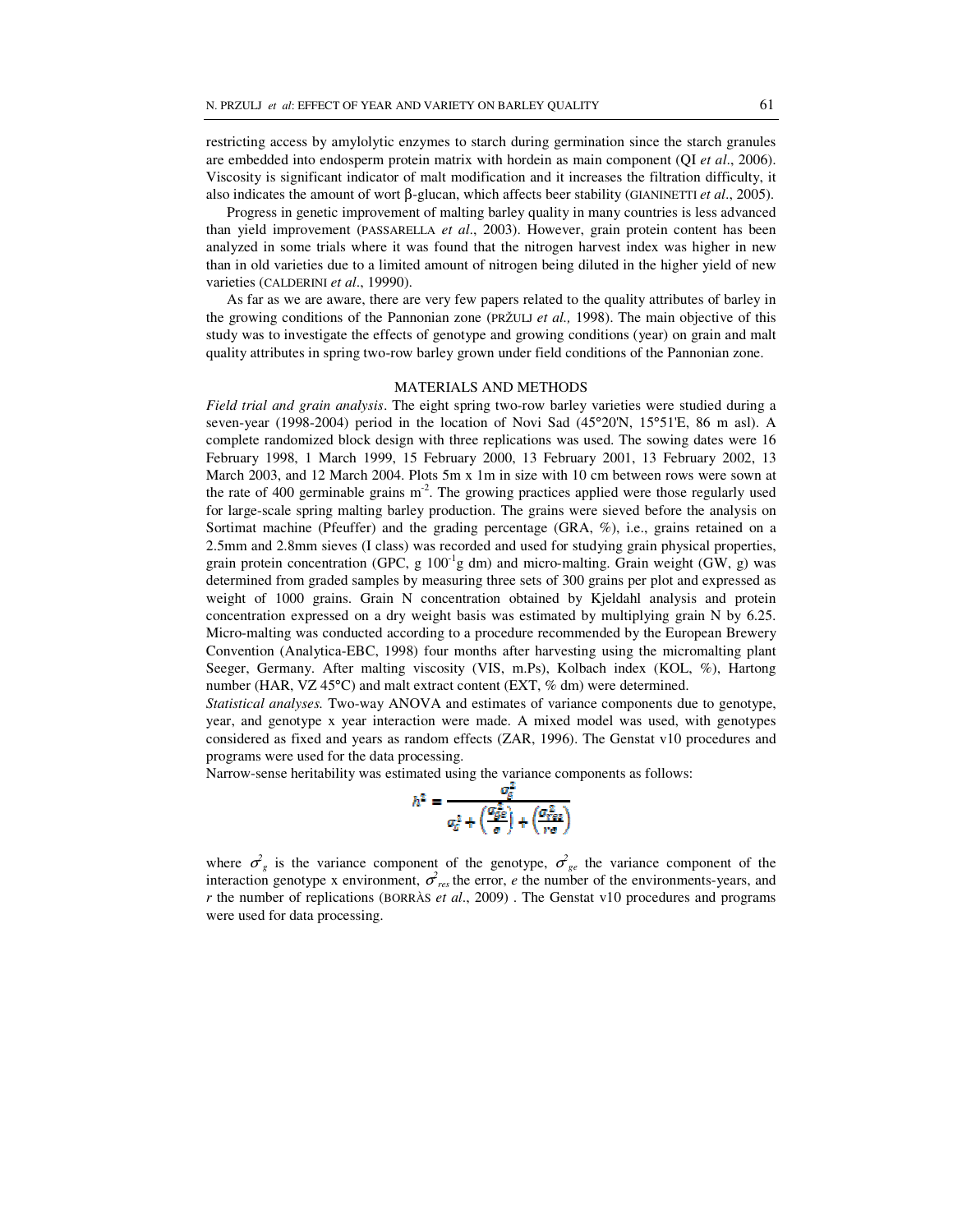restricting access by amylolytic enzymes to starch during germination since the starch granules are embedded into endosperm protein matrix with hordein as main component (QI *et al*., 2006). Viscosity is significant indicator of malt modification and it increases the filtration difficulty, it also indicates the amount of wort β-glucan, which affects beer stability (GIANINETTI *et al*., 2005).

Progress in genetic improvement of malting barley quality in many countries is less advanced than yield improvement (PASSARELLA *et al*., 2003). However, grain protein content has been analyzed in some trials where it was found that the nitrogen harvest index was higher in new than in old varieties due to a limited amount of nitrogen being diluted in the higher yield of new varieties (CALDERINI *et al*., 19990).

As far as we are aware, there are very few papers related to the quality attributes of barley in the growing conditions of the Pannonian zone (PRŽULJ *et al.,* 1998). The main objective of this study was to investigate the effects of genotype and growing conditions (year) on grain and malt quality attributes in spring two-row barley grown under field conditions of the Pannonian zone.

## MATERIALS AND METHODS

*Field trial and grain analysis*. The eight spring two-row barley varieties were studied during a seven-year (1998-2004) period in the location of Novi Sad (45°20'N, 15°51'E, 86 m asl). A complete randomized block design with three replications was used. The sowing dates were 16 February 1998, 1 March 1999, 15 February 2000, 13 February 2001, 13 February 2002, 13 March 2003, and 12 March 2004. Plots 5m x 1m in size with 10 cm between rows were sown at the rate of 400 germinable grains $m^{-2}$. The growing practices applied were those regularly used for large-scale spring malting barley production. The grains were sieved before the analysis on Sortimat machine (Pfeuffer) and the grading percentage (GRA, %), i.e., grains retained on a 2.5mm and 2.8mm sieves (I class) was recorded and used for studying grain physical properties, grain protein concentration (GPC, g $100^{-1}$g dm) and micro-malting. Grain weight (GW, g) was determined from graded samples by measuring three sets of 300 grains per plot and expressed as weight of 1000 grains. Grain N concentration obtained by Kjeldahl analysis and protein concentration expressed on a dry weight basis was estimated by multiplying grain N by 6.25. Micro-malting was conducted according to a procedure recommended by the European Brewery Convention (Analytica-EBC, 1998) four months after harvesting using the micromalting plant Seeger, Germany. After malting viscosity (VIS, m.Ps), Kolbach index (KOL, %), Hartong number (HAR, VZ 45°C) and malt extract content (EXT, % dm) were determined.

*Statistical analyses.* Two-way ANOVA and estimates of variance components due to genotype, year, and genotype x year interaction were made. A mixed model was used, with genotypes considered as fixed and years as random effects (ZAR, 1996). The Genstat v10 procedures and programs were used for the data processing.

Narrow-sense heritability was estimated using the variance components as follows:

$$h^2 = \frac{\sigma_g^2}{\sigma_g^2 + \left(\frac{\sigma_{ge}^2}{e}\right) + \left(\frac{\sigma_{res}^2}{re}\right)}$$

where $\sigma^2_g$ is the variance component of the genotype, $\sigma^2_{ge}$ the variance component of the interaction genotype x environment, $\sigma^2_{res}$ the error, $e$ the number of the environments-years, and $r$ the number of replications (BORRÀS *et al*., 2009) . The Genstat v10 procedures and programs were used for data processing.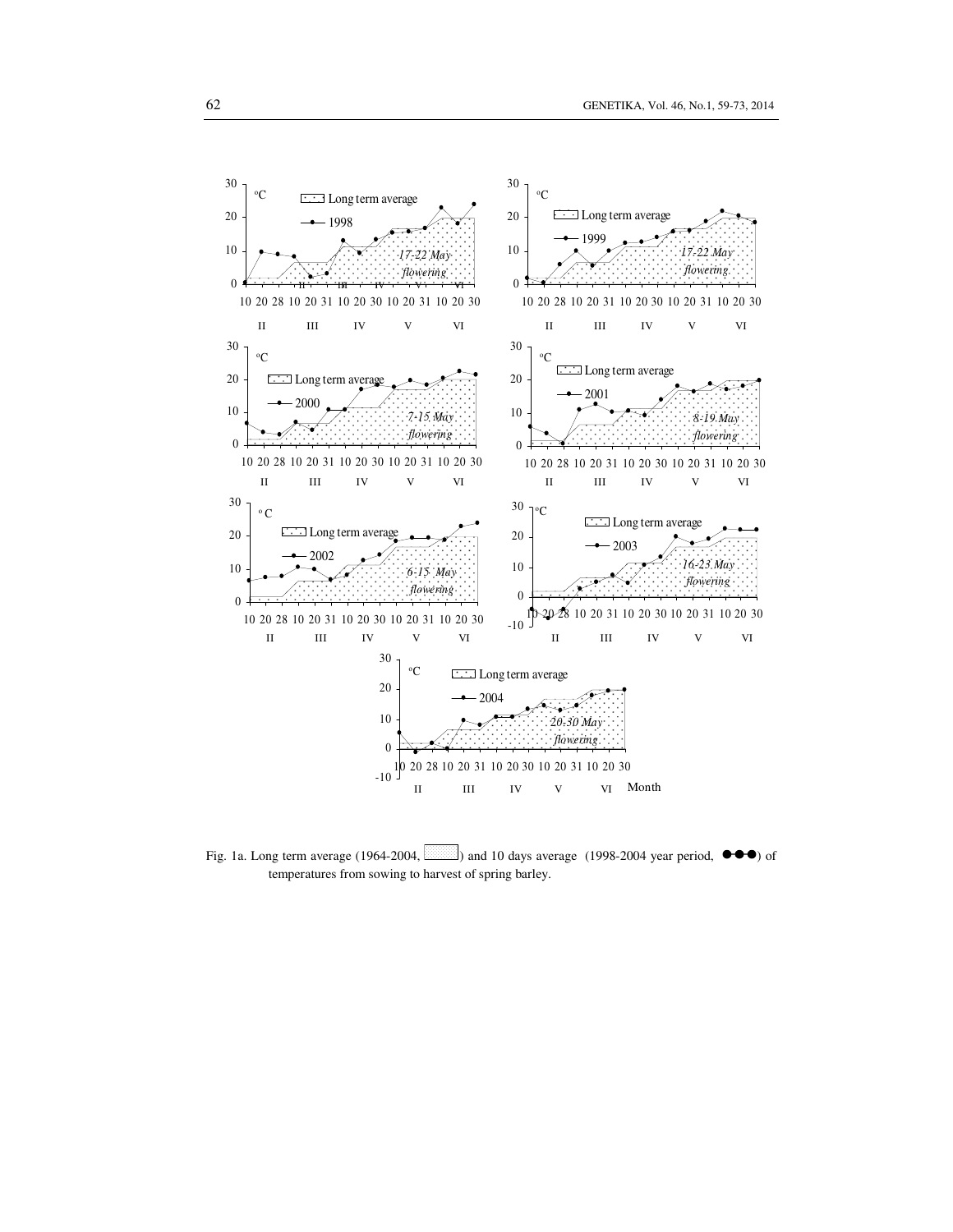Fig. 1a. Long term average (1964-2004, ) and 10 days average (1998-2004 year period, ●●●) of temperatures from sowing to harvest of spring barley.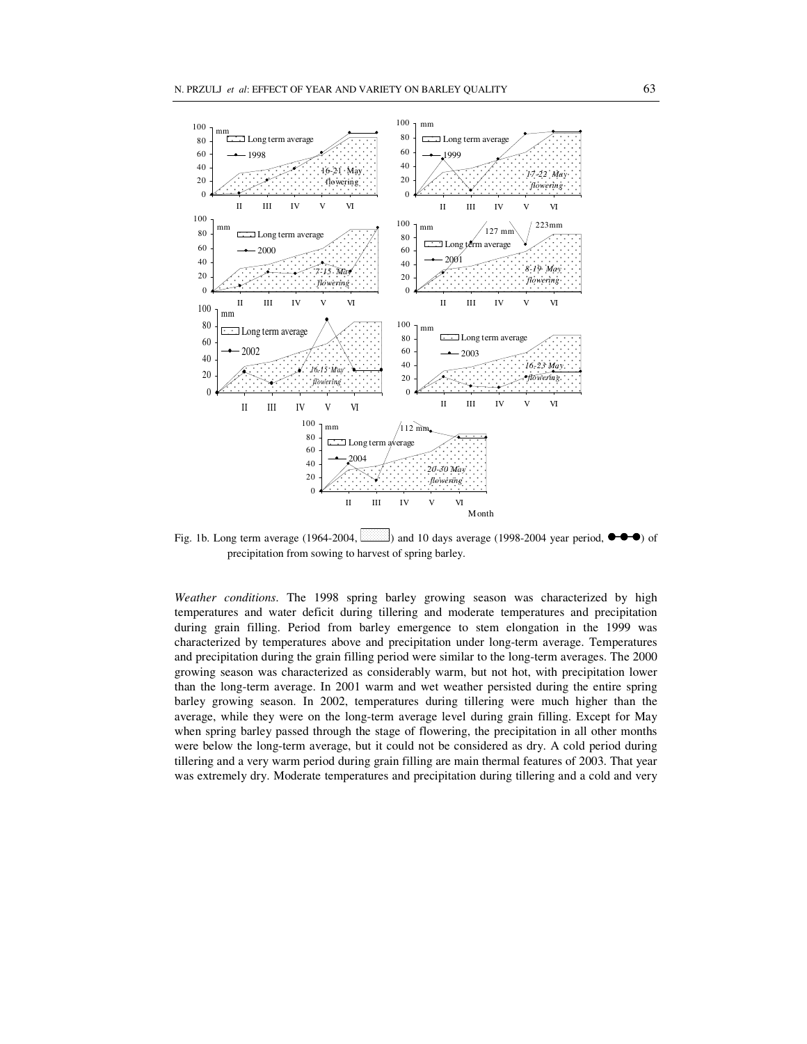Fig. 1b. Long term average (1964-2004, ▒) and 10 days average (1998-2004 year period, ●-●-●) of precipitation from sowing to harvest of spring barley.

*Weather conditions.* The 1998 spring barley growing season was characterized by high temperatures and water deficit during tillering and moderate temperatures and precipitation during grain filling. Period from barley emergence to stem elongation in the 1999 was characterized by temperatures above and precipitation under long-term average. Temperatures and precipitation during the grain filling period were similar to the long-term averages. The 2000 growing season was characterized as considerably warm, but not hot, with precipitation lower than the long-term average. In 2001 warm and wet weather persisted during the entire spring barley growing season. In 2002, temperatures during tillering were much higher than the average, while they were on the long-term average level during grain filling. Except for May when spring barley passed through the stage of flowering, the precipitation in all other months were below the long-term average, but it could not be considered as dry. A cold period during tillering and a very warm period during grain filling are main thermal features of 2003. That year was extremely dry. Moderate temperatures and precipitation during tillering and a cold and very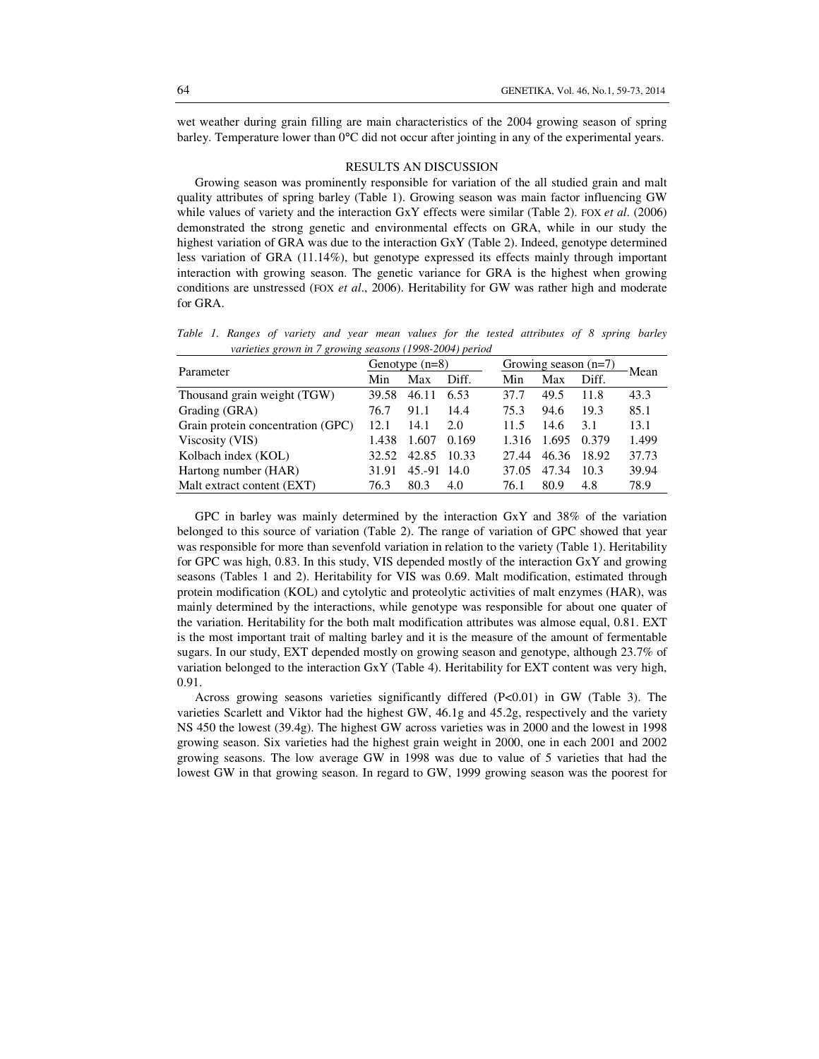wet weather during grain filling are main characteristics of the 2004 growing season of spring barley. Temperature lower than 0°C did not occur after jointing in any of the experimental years.

## RESULTS AN DISCUSSION

Growing season was prominently responsible for variation of the all studied grain and malt quality attributes of spring barley (Table 1). Growing season was main factor influencing GW while values of variety and the interaction GxY effects were similar (Table 2). FOX *et al*. (2006) demonstrated the strong genetic and environmental effects on GRA, while in our study the highest variation of GRA was due to the interaction GxY (Table 2). Indeed, genotype determined less variation of GRA (11.14%), but genotype expressed its effects mainly through important interaction with growing season. The genetic variance for GRA is the highest when growing conditions are unstressed (FOX *et al*., 2006). Heritability for GW was rather high and moderate for GRA.

*Table 1. Ranges of variety and year mean values for the tested attributes of 8 spring barley varieties grown in 7 growing seasons (1998-2004) period*

| Parameter | Genotype (n=8) | | | Growing season (n=7) | | | Mean |
|---|---|---|---|---|---|---|---|
| | Min | Max | Diff. | Min | Max | Diff. | |
| Thousand grain weight (TGW) | 39.58 | 46.11 | 6.53 | 37.7 | 49.5 | 11.8 | 43.3 |
| Grading (GRA) | 76.7 | 91.1 | 14.4 | 75.3 | 94.6 | 19.3 | 85.1 |
| Grain protein concentration (GPC) | 12.1 | 14.1 | 2.0 | 11.5 | 14.6 | 3.1 | 13.1 |
| Viscosity (VIS) | 1.438 | 1.607 | 0.169 | 1.316 | 1.695 | 0.379 | 1.499 |
| Kolbach index (KOL) | 32.52 | 42.85 | 10.33 | 27.44 | 46.36 | 18.92 | 37.73 |
| Hartong number (HAR) | 31.91 | 45.-91 | 14.0 | 37.05 | 47.34 | 10.3 | 39.94 |
| Malt extract content (EXT) | 76.3 | 80.3 | 4.0 | 76.1 | 80.9 | 4.8 | 78.9 |

GPC in barley was mainly determined by the interaction GxY and 38% of the variation belonged to this source of variation (Table 2). The range of variation of GPC showed that year was responsible for more than sevenfold variation in relation to the variety (Table 1). Heritability for GPC was high, 0.83. In this study, VIS depended mostly of the interaction GxY and growing seasons (Tables 1 and 2). Heritability for VIS was 0.69. Malt modification, estimated through protein modification (KOL) and cytolytic and proteolytic activities of malt enzymes (HAR), was mainly determined by the interactions, while genotype was responsible for about one quater of the variation. Heritability for the both malt modification attributes was almose equal, 0.81. EXT is the most important trait of malting barley and it is the measure of the amount of fermentable sugars. In our study, EXT depended mostly on growing season and genotype, although 23.7% of variation belonged to the interaction GxY (Table 4). Heritability for EXT content was very high, 0.91.

Across growing seasons varieties significantly differed (P<0.01) in GW (Table 3). The varieties Scarlett and Viktor had the highest GW, 46.1g and 45.2g, respectively and the variety NS 450 the lowest (39.4g). The highest GW across varieties was in 2000 and the lowest in 1998 growing season. Six varieties had the highest grain weight in 2000, one in each 2001 and 2002 growing seasons. The low average GW in 1998 was due to value of 5 varieties that had the lowest GW in that growing season. In regard to GW, 1999 growing season was the poorest for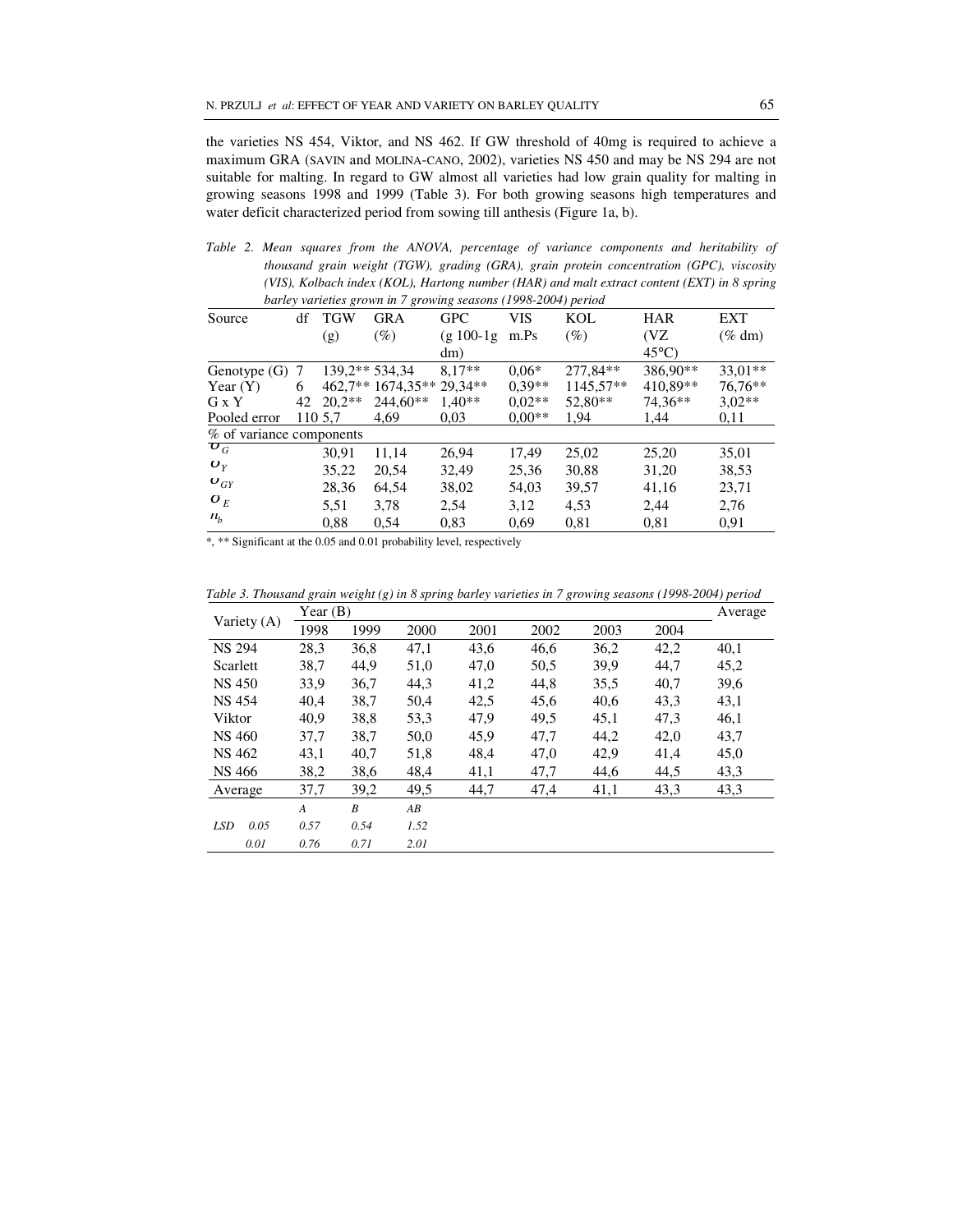the varieties NS 454, Viktor, and NS 462. If GW threshold of 40mg is required to achieve a maximum GRA (SAVIN and MOLINA-CANO, 2002), varieties NS 450 and may be NS 294 are not suitable for malting. In regard to GW almost all varieties had low grain quality for malting in growing seasons 1998 and 1999 (Table 3). For both growing seasons high temperatures and water deficit characterized period from sowing till anthesis (Figure 1a, b).

*Table 2. Mean squares from the ANOVA, percentage of variance components and heritability of thousand grain weight (TGW), grading (GRA), grain protein concentration (GPC), viscosity (VIS), Kolbach index (KOL), Hartong number (HAR) and malt extract content (EXT) in 8 spring barley varieties grown in 7 growing seasons (1998-2004) period*

| Source | df | TGW (g) | GRA (%) | GPC (g 100-1g dm) | VIS m.Ps | KOL (%) | HAR (VZ 45°C) | EXT (% dm) |
|---|---|---|---|---|---|---|---|---|
| Genotype (G) | 7 | 139,2** | 534,34 | 8,17** | 0,06* | 277,84** | 386,90** | 33,01** |
| Year (Y) | 6 | 462,7** | 1674,35** | 29,34** | 0,39** | 1145,57** | 410,89** | 76,76** |
| G x Y | 42 | 20,2** | 244,60** | 1,40** | 0,02** | 52,80** | 74,36** | 3,02** |
| Pooled error | 110 | 5,7 | 4,69 | 0,03 | 0,00** | 1,94 | 1,44 | 0,11 |
| % of variance components | | | | | | | | |
| $\sigma_G$ | | 30,91 | 11,14 | 26,94 | 17,49 | 25,02 | 25,20 | 35,01 |
| $\sigma_Y$ | | 35,22 | 20,54 | 32,49 | 25,36 | 30,88 | 31,20 | 38,53 |
| $\sigma_{GY}$ | | 28,36 | 64,54 | 38,02 | 54,03 | 39,57 | 41,16 | 23,71 |
| $\sigma_E$ | | 5,51 | 3,78 | 2,54 | 3,12 | 4,53 | 2,44 | 2,76 |
| $h_b$ | | 0,88 | 0,54 | 0,83 | 0,69 | 0,81 | 0,81 | 0,91 |

*, ** Significant at the 0.05 and 0.01 probability level, respectively

*Table 3. Thousand grain weight (g) in 8 spring barley varieties in 7 growing seasons (1998-2004) period*

| Variety (A) | Year (B) | | | | | | | Average |
|---|---|---|---|---|---|---|---|---|
| | 1998 | 1999 | 2000 | 2001 | 2002 | 2003 | 2004 | |
| NS 294 | 28,3 | 36,8 | 47,1 | 43,6 | 46,6 | 36,2 | 42,2 | 40,1 |
| Scarlett | 38,7 | 44,9 | 51,0 | 47,0 | 50,5 | 39,9 | 44,7 | 45,2 |
| NS 450 | 33,9 | 36,7 | 44,3 | 41,2 | 44,8 | 35,5 | 40,7 | 39,6 |
| NS 454 | 40,4 | 38,7 | 50,4 | 42,5 | 45,6 | 40,6 | 43,3 | 43,1 |
| Viktor | 40,9 | 38,8 | 53,3 | 47,9 | 49,5 | 45,1 | 47,3 | 46,1 |
| NS 460 | 37,7 | 38,7 | 50,0 | 45,9 | 47,7 | 44,2 | 42,0 | 43,7 |
| NS 462 | 43,1 | 40,7 | 51,8 | 48,4 | 47,0 | 42,9 | 41,4 | 45,0 |
| NS 466 | 38,2 | 38,6 | 48,4 | 41,1 | 47,7 | 44,6 | 44,5 | 43,3 |
| Average | 37,7 | 39,2 | 49,5 | 44,7 | 47,4 | 41,1 | 43,3 | 43,3 |
| | *A* | *B* | *AB* | | | | | |
| *LSD 0.05* | *0.57* | *0.54* | *1.52* | | | | | |
| *0.01* | *0.76* | *0.71* | *2.01* | | | | | |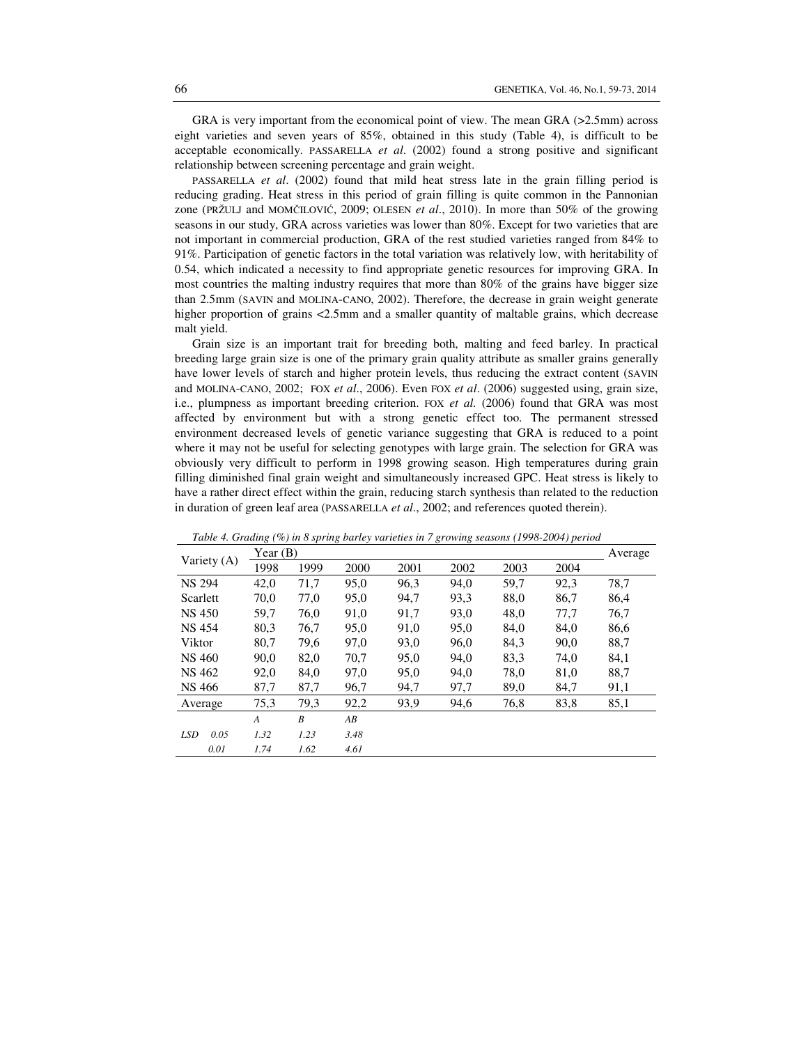GRA is very important from the economical point of view. The mean GRA (>2.5mm) across eight varieties and seven years of 85%, obtained in this study (Table 4), is difficult to be acceptable economically. PASSARELLA *et al*. (2002) found a strong positive and significant relationship between screening percentage and grain weight.

PASSARELLA *et al*. (2002) found that mild heat stress late in the grain filling period is reducing grading. Heat stress in this period of grain filling is quite common in the Pannonian zone (PRŽULJ and MOMČILOVIĆ, 2009; OLESEN *et al*., 2010). In more than 50% of the growing seasons in our study, GRA across varieties was lower than 80%. Except for two varieties that are not important in commercial production, GRA of the rest studied varieties ranged from 84% to 91%. Participation of genetic factors in the total variation was relatively low, with heritability of 0.54, which indicated a necessity to find appropriate genetic resources for improving GRA. In most countries the malting industry requires that more than 80% of the grains have bigger size than 2.5mm (SAVIN and MOLINA-CANO, 2002). Therefore, the decrease in grain weight generate higher proportion of grains <2.5mm and a smaller quantity of maltable grains, which decrease malt yield.

Grain size is an important trait for breeding both, malting and feed barley. In practical breeding large grain size is one of the primary grain quality attribute as smaller grains generally have lower levels of starch and higher protein levels, thus reducing the extract content (SAVIN and MOLINA-CANO, 2002; FOX *et al*., 2006). Even FOX *et al*. (2006) suggested using, grain size, i.e., plumpness as important breeding criterion. FOX *et al.* (2006) found that GRA was most affected by environment but with a strong genetic effect too. The permanent stressed environment decreased levels of genetic variance suggesting that GRA is reduced to a point where it may not be useful for selecting genotypes with large grain. The selection for GRA was obviously very difficult to perform in 1998 growing season. High temperatures during grain filling diminished final grain weight and simultaneously increased GPC. Heat stress is likely to have a rather direct effect within the grain, reducing starch synthesis than related to the reduction in duration of green leaf area (PASSARELLA *et al*., 2002; and references quoted therein).

*Table 4. Grading (%) in 8 spring barley varieties in 7 growing seasons (1998-2004) period*

| Variety (A) | Year (B) | | | | | | | Average |
|---|---|---|---|---|---|---|---|---|
| | 1998 | 1999 | 2000 | 2001 | 2002 | 2003 | 2004 | |
| NS 294 | 42,0 | 71,7 | 95,0 | 96,3 | 94,0 | 59,7 | 92,3 | 78,7 |
| Scarlett | 70,0 | 77,0 | 95,0 | 94,7 | 93,3 | 88,0 | 86,7 | 86,4 |
| NS 450 | 59,7 | 76,0 | 91,0 | 91,7 | 93,0 | 48,0 | 77,7 | 76,7 |
| NS 454 | 80,3 | 76,7 | 95,0 | 91,0 | 95,0 | 84,0 | 84,0 | 86,6 |
| Viktor | 80,7 | 79,6 | 97,0 | 93,0 | 96,0 | 84,3 | 90,0 | 88,7 |
| NS 460 | 90,0 | 82,0 | 70,7 | 95,0 | 94,0 | 83,3 | 74,0 | 84,1 |
| NS 462 | 92,0 | 84,0 | 97,0 | 95,0 | 94,0 | 78,0 | 81,0 | 88,7 |
| NS 466 | 87,7 | 87,7 | 96,7 | 94,7 | 97,7 | 89,0 | 84,7 | 91,1 |
| Average | 75,3 | 79,3 | 92,2 | 93,9 | 94,6 | 76,8 | 83,8 | 85,1 |
| | *A* | *B* | *AB* | | | | | |
| *LSD 0.05* | *1.32* | *1.23* | *3.48* | | | | | |
| *0.01* | *1.74* | *1.62* | *4.61* | | | | | |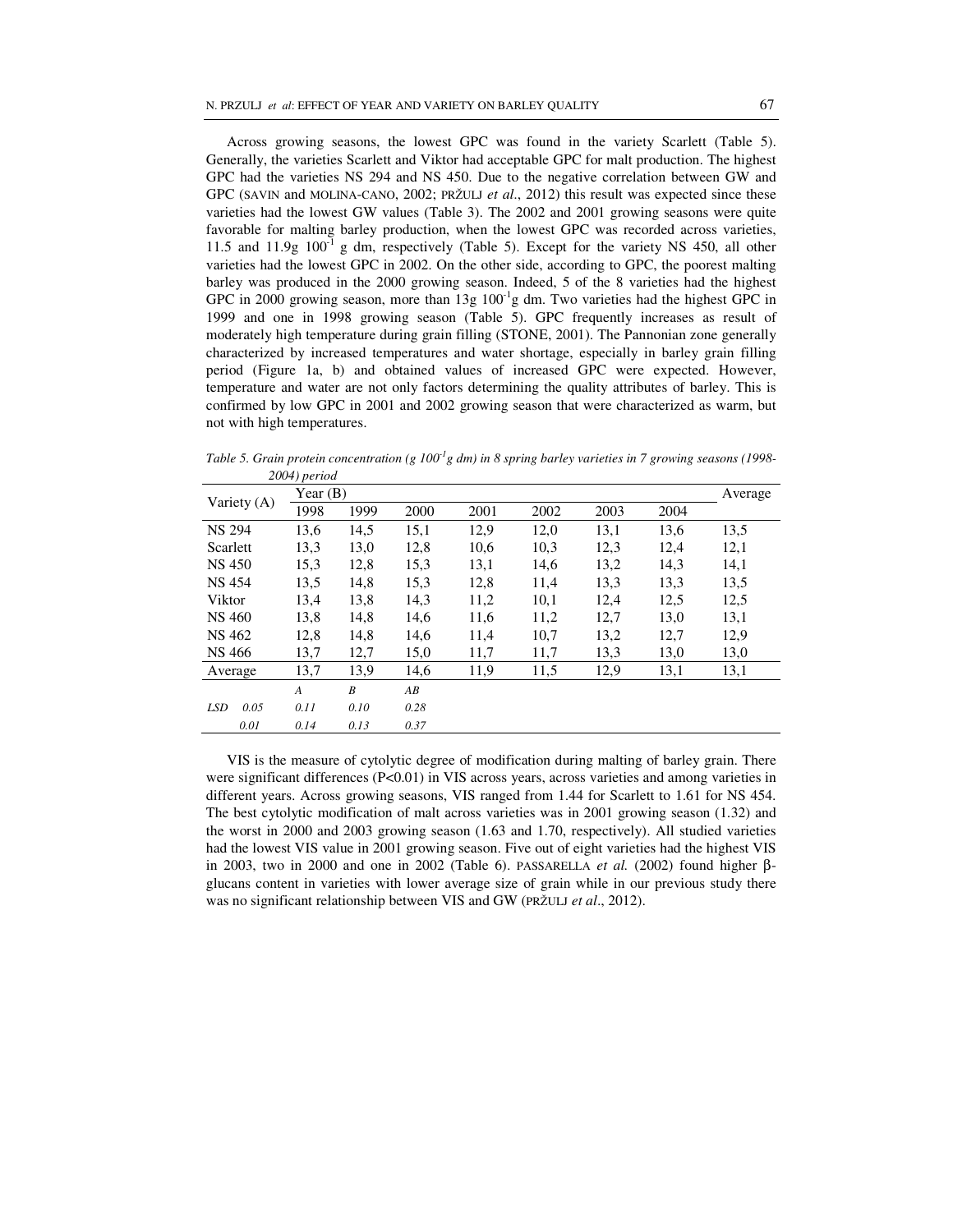Across growing seasons, the lowest GPC was found in the variety Scarlett (Table 5). Generally, the varieties Scarlett and Viktor had acceptable GPC for malt production. The highest GPC had the varieties NS 294 and NS 450. Due to the negative correlation between GW and GPC (SAVIN and MOLINA-CANO, 2002; PRŽULJ *et al*., 2012) this result was expected since these varieties had the lowest GW values (Table 3). The 2002 and 2001 growing seasons were quite favorable for malting barley production, when the lowest GPC was recorded across varieties, 11.5 and 11.9g $100^{-1}$ g dm, respectively (Table 5). Except for the variety NS 450, all other varieties had the lowest GPC in 2002. On the other side, according to GPC, the poorest malting barley was produced in the 2000 growing season. Indeed, 5 of the 8 varieties had the highest GPC in 2000 growing season, more than 13g $100^{-1}$g dm. Two varieties had the highest GPC in 1999 and one in 1998 growing season (Table 5). GPC frequently increases as result of moderately high temperature during grain filling (STONE, 2001). The Pannonian zone generally characterized by increased temperatures and water shortage, especially in barley grain filling period (Figure 1a, b) and obtained values of increased GPC were expected. However, temperature and water are not only factors determining the quality attributes of barley. This is confirmed by low GPC in 2001 and 2002 growing season that were characterized as warm, but not with high temperatures.

*Table 5. Grain protein concentration (g $100^{-1}$g dm) in 8 spring barley varieties in 7 growing seasons (1998-2004) period*

| Variety (A) | Year (B) | | | | | | | Average |
|---|---|---|---|---|---|---|---|---|
| | 1998 | 1999 | 2000 | 2001 | 2002 | 2003 | 2004 | |
| NS 294 | 13,6 | 14,5 | 15,1 | 12,9 | 12,0 | 13,1 | 13,6 | 13,5 |
| Scarlett | 13,3 | 13,0 | 12,8 | 10,6 | 10,3 | 12,3 | 12,4 | 12,1 |
| NS 450 | 15,3 | 12,8 | 15,3 | 13,1 | 14,6 | 13,2 | 14,3 | 14,1 |
| NS 454 | 13,5 | 14,8 | 15,3 | 12,8 | 11,4 | 13,3 | 13,3 | 13,5 |
| Viktor | 13,4 | 13,8 | 14,3 | 11,2 | 10,1 | 12,4 | 12,5 | 12,5 |
| NS 460 | 13,8 | 14,8 | 14,6 | 11,6 | 11,2 | 12,7 | 13,0 | 13,1 |
| NS 462 | 12,8 | 14,8 | 14,6 | 11,4 | 10,7 | 13,2 | 12,7 | 12,9 |
| NS 466 | 13,7 | 12,7 | 15,0 | 11,7 | 11,7 | 13,3 | 13,0 | 13,0 |
| Average | 13,7 | 13,9 | 14,6 | 11,9 | 11,5 | 12,9 | 13,1 | 13,1 |
| | *A* | *B* | *AB* | | | | | |
| *LSD 0.05* | *0.11* | *0.10* | *0.28* | | | | | |
| *0.01* | *0.14* | *0.13* | *0.37* | | | | | |

VIS is the measure of cytolytic degree of modification during malting of barley grain. There were significant differences (P<0.01) in VIS across years, across varieties and among varieties in different years. Across growing seasons, VIS ranged from 1.44 for Scarlett to 1.61 for NS 454. The best cytolytic modification of malt across varieties was in 2001 growing season (1.32) and the worst in 2000 and 2003 growing season (1.63 and 1.70, respectively). All studied varieties had the lowest VIS value in 2001 growing season. Five out of eight varieties had the highest VIS in 2003, two in 2000 and one in 2002 (Table 6). PASSARELLA *et al.* (2002) found higher β-glucans content in varieties with lower average size of grain while in our previous study there was no significant relationship between VIS and GW (PRŽULJ *et al*., 2012).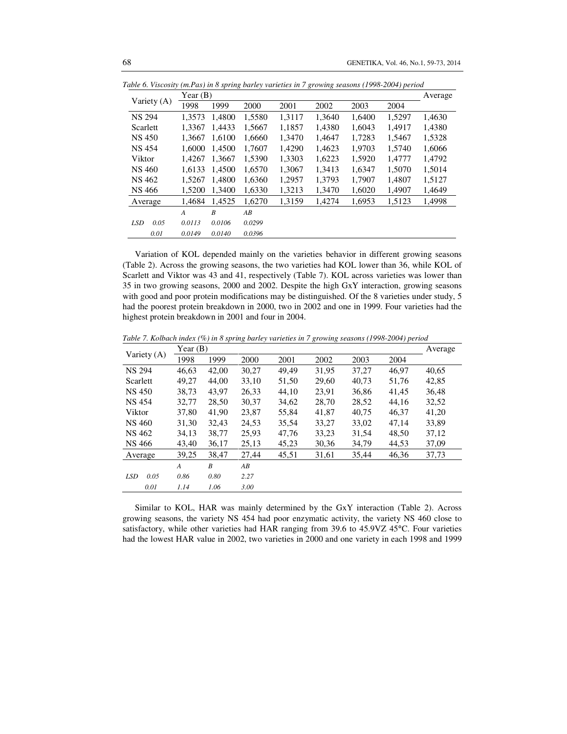*Table 6. Viscosity (m.Pas) in 8 spring barley varieties in 7 growing seasons (1998-2004) period*

| Variety (A) | Year (B) | | | | | | | Average |
|---|---|---|---|---|---|---|---|---|
| | 1998 | 1999 | 2000 | 2001 | 2002 | 2003 | 2004 | |
| NS 294 | 1,3573 | 1,4800 | 1,5580 | 1,3117 | 1,3640 | 1,6400 | 1,5297 | 1,4630 |
| Scarlett | 1,3367 | 1,4433 | 1,5667 | 1,1857 | 1,4380 | 1,6043 | 1,4917 | 1,4380 |
| NS 450 | 1,3667 | 1,6100 | 1,6660 | 1,3470 | 1,4647 | 1,7283 | 1,5467 | 1,5328 |
| NS 454 | 1,6000 | 1,4500 | 1,7607 | 1,4290 | 1,4623 | 1,9703 | 1,5740 | 1,6066 |
| Viktor | 1,4267 | 1,3667 | 1,5390 | 1,3303 | 1,6223 | 1,5920 | 1,4777 | 1,4792 |
| NS 460 | 1,6133 | 1,4500 | 1,6570 | 1,3067 | 1,3413 | 1,6347 | 1,5070 | 1,5014 |
| NS 462 | 1,5267 | 1,4800 | 1,6360 | 1,2957 | 1,3793 | 1,7907 | 1,4807 | 1,5127 |
| NS 466 | 1,5200 | 1,3400 | 1,6330 | 1,3213 | 1,3470 | 1,6020 | 1,4907 | 1,4649 |
| Average | 1,4684 | 1,4525 | 1,6270 | 1,3159 | 1,4274 | 1,6953 | 1,5123 | 1,4998 |
| | *A* | *B* | *AB* | | | | | |
| *LSD 0.05* | *0.0113* | *0.0106* | *0.0299* | | | | | |
| *0.01* | *0.0149* | *0.0140* | *0.0396* | | | | | |

Variation of KOL depended mainly on the varieties behavior in different growing seasons (Table 2). Across the growing seasons, the two varieties had KOL lower than 36, while KOL of Scarlett and Viktor was 43 and 41, respectively (Table 7). KOL across varieties was lower than 35 in two growing seasons, 2000 and 2002. Despite the high GxY interaction, growing seasons with good and poor protein modifications may be distinguished. Of the 8 varieties under study, 5 had the poorest protein breakdown in 2000, two in 2002 and one in 1999. Four varieties had the highest protein breakdown in 2001 and four in 2004.

*Table 7. Kolbach index (%) in 8 spring barley varieties in 7 growing seasons (1998-2004) period*

| Variety (A) | Year (B) | | | | | | | Average |
|---|---|---|---|---|---|---|---|---|
| | 1998 | 1999 | 2000 | 2001 | 2002 | 2003 | 2004 | |
| NS 294 | 46,63 | 42,00 | 30,27 | 49,49 | 31,95 | 37,27 | 46,97 | 40,65 |
| Scarlett | 49,27 | 44,00 | 33,10 | 51,50 | 29,60 | 40,73 | 51,76 | 42,85 |
| NS 450 | 38,73 | 43,97 | 26,33 | 44,10 | 23,91 | 36,86 | 41,45 | 36,48 |
| NS 454 | 32,77 | 28,50 | 30,37 | 34,62 | 28,70 | 28,52 | 44,16 | 32,52 |
| Viktor | 37,80 | 41,90 | 23,87 | 55,84 | 41,87 | 40,75 | 46,37 | 41,20 |
| NS 460 | 31,30 | 32,43 | 24,53 | 35,54 | 33,27 | 33,02 | 47,14 | 33,89 |
| NS 462 | 34,13 | 38,77 | 25,93 | 47,76 | 33,23 | 31,54 | 48,50 | 37,12 |
| NS 466 | 43,40 | 36,17 | 25,13 | 45,23 | 30,36 | 34,79 | 44,53 | 37,09 |
| Average | 39,25 | 38,47 | 27,44 | 45,51 | 31,61 | 35,44 | 46,36 | 37,73 |
| | *A* | *B* | *AB* | | | | | |
| *LSD 0.05* | *0.86* | *0.80* | *2.27* | | | | | |
| *0.01* | *1.14* | *1.06* | *3.00* | | | | | |

Similar to KOL, HAR was mainly determined by the GxY interaction (Table 2). Across growing seasons, the variety NS 454 had poor enzymatic activity, the variety NS 460 close to satisfactory, while other varieties had HAR ranging from 39.6 to 45.9VZ 45°C. Four varieties had the lowest HAR value in 2002, two varieties in 2000 and one variety in each 1998 and 1999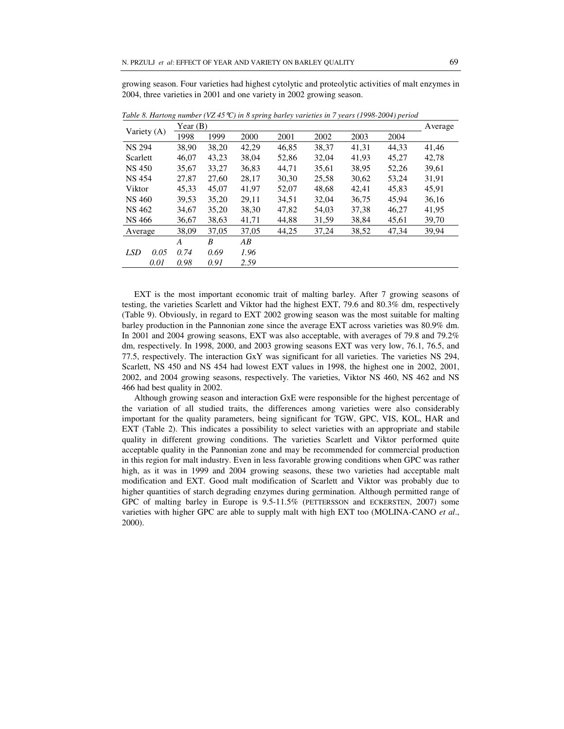growing season. Four varieties had highest cytolytic and proteolytic activities of malt enzymes in 2004, three varieties in 2001 and one variety in 2002 growing season.

*Table 8. Hartong number (VZ 45°C) in 8 spring barley varieties in 7 years (1998-2004) period*

| Variety (A) | Year (B) | | | | | | | Average |
|---|---|---|---|---|---|---|---|---|
| | 1998 | 1999 | 2000 | 2001 | 2002 | 2003 | 2004 | |
| NS 294 | 38,90 | 38,20 | 42,29 | 46,85 | 38,37 | 41,31 | 44,33 | 41,46 |
| Scarlett | 46,07 | 43,23 | 38,04 | 52,86 | 32,04 | 41,93 | 45,27 | 42,78 |
| NS 450 | 35,67 | 33,27 | 36,83 | 44,71 | 35,61 | 38,95 | 52,26 | 39,61 |
| NS 454 | 27,87 | 27,60 | 28,17 | 30,30 | 25,58 | 30,62 | 53,24 | 31,91 |
| Viktor | 45,33 | 45,07 | 41,97 | 52,07 | 48,68 | 42,41 | 45,83 | 45,91 |
| NS 460 | 39,53 | 35,20 | 29,11 | 34,51 | 32,04 | 36,75 | 45,94 | 36,16 |
| NS 462 | 34,67 | 35,20 | 38,30 | 47,82 | 54,03 | 37,38 | 46,27 | 41,95 |
| NS 466 | 36,67 | 38,63 | 41,71 | 44,88 | 31,59 | 38,84 | 45,61 | 39,70 |
| Average | 38,09 | 37,05 | 37,05 | 44,25 | 37,24 | 38,52 | 47,34 | 39,94 |
| | *A* | *B* | *AB* | | | | | |
| *LSD 0.05* | *0.74* | *0.69* | *1.96* | | | | | |
| *0.01* | *0.98* | *0.91* | *2.59* | | | | | |

EXT is the most important economic trait of malting barley. After 7 growing seasons of testing, the varieties Scarlett and Viktor had the highest EXT, 79.6 and 80.3% dm, respectively (Table 9). Obviously, in regard to EXT 2002 growing season was the most suitable for malting barley production in the Pannonian zone since the average EXT across varieties was 80.9% dm. In 2001 and 2004 growing seasons, EXT was also acceptable, with averages of 79.8 and 79.2% dm, respectively. In 1998, 2000, and 2003 growing seasons EXT was very low, 76.1, 76.5, and 77.5, respectively. The interaction GxY was significant for all varieties. The varieties NS 294, Scarlett, NS 450 and NS 454 had lowest EXT values in 1998, the highest one in 2002, 2001, 2002, and 2004 growing seasons, respectively. The varieties, Viktor NS 460, NS 462 and NS 466 had best quality in 2002.

Although growing season and interaction GxE were responsible for the highest percentage of the variation of all studied traits, the differences among varieties were also considerably important for the quality parameters, being significant for TGW, GPC, VIS, KOL, HAR and EXT (Table 2). This indicates a possibility to select varieties with an appropriate and stabile quality in different growing conditions. The varieties Scarlett and Viktor performed quite acceptable quality in the Pannonian zone and may be recommended for commercial production in this region for malt industry. Even in less favorable growing conditions when GPC was rather high, as it was in 1999 and 2004 growing seasons, these two varieties had acceptable malt modification and EXT. Good malt modification of Scarlett and Viktor was probably due to higher quantities of starch degrading enzymes during germination. Although permitted range of GPC of malting barley in Europe is 9.5-11.5% (PETTERSSON and ECKERSTEN, 2007) some varieties with higher GPC are able to supply malt with high EXT too (MOLINA-CANO *et al*., 2000).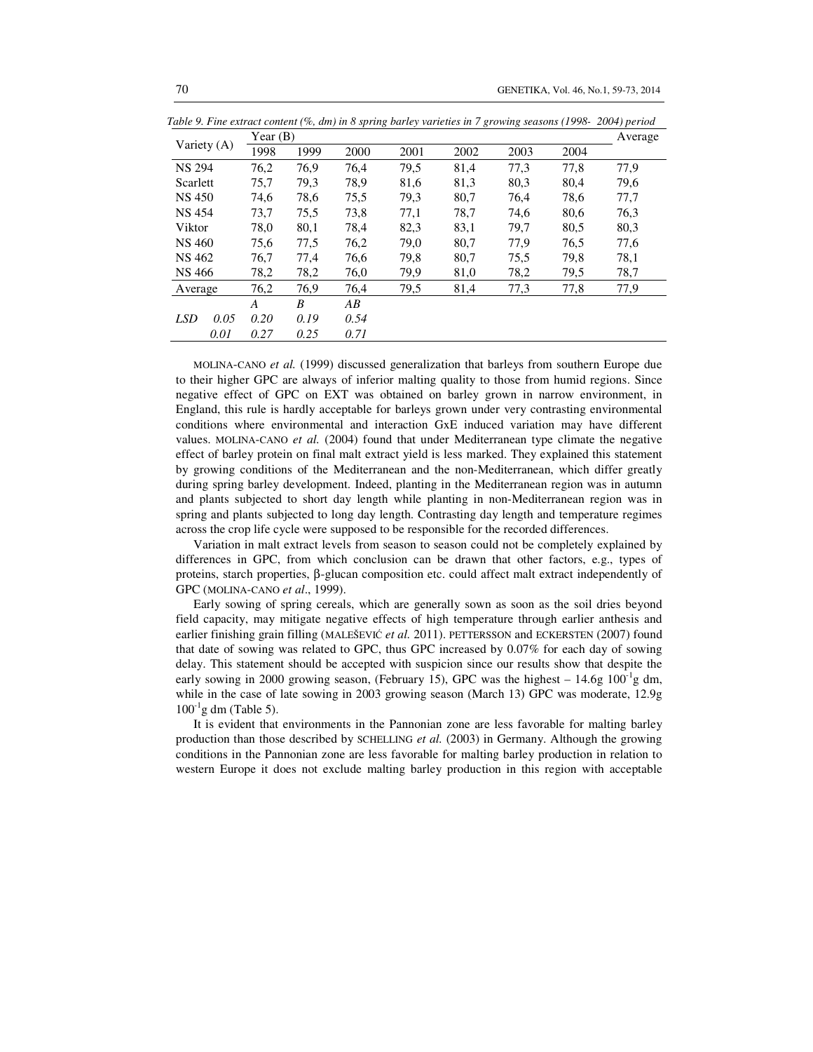*Table 9. Fine extract content (%, dm) in 8 spring barley varieties in 7 growing seasons (1998- 2004) period*

| Variety (A) | Year (B) | | | | | | | Average |
|---|---|---|---|---|---|---|---|---|
| | 1998 | 1999 | 2000 | 2001 | 2002 | 2003 | 2004 | |
| NS 294 | 76,2 | 76,9 | 76,4 | 79,5 | 81,4 | 77,3 | 77,8 | 77,9 |
| Scarlett | 75,7 | 79,3 | 78,9 | 81,6 | 81,3 | 80,3 | 80,4 | 79,6 |
| NS 450 | 74,6 | 78,6 | 75,5 | 79,3 | 80,7 | 76,4 | 78,6 | 77,7 |
| NS 454 | 73,7 | 75,5 | 73,8 | 77,1 | 78,7 | 74,6 | 80,6 | 76,3 |
| Viktor | 78,0 | 80,1 | 78,4 | 82,3 | 83,1 | 79,7 | 80,5 | 80,3 |
| NS 460 | 75,6 | 77,5 | 76,2 | 79,0 | 80,7 | 77,9 | 76,5 | 77,6 |
| NS 462 | 76,7 | 77,4 | 76,6 | 79,8 | 80,7 | 75,5 | 79,8 | 78,1 |
| NS 466 | 78,2 | 78,2 | 76,0 | 79,9 | 81,0 | 78,2 | 79,5 | 78,7 |
| Average | 76,2 | 76,9 | 76,4 | 79,5 | 81,4 | 77,3 | 77,8 | 77,9 |
| | *A* | *B* | *AB* | | | | | |
| *LSD 0.05* | *0.20* | *0.19* | *0.54* | | | | | |
| *0.01* | *0.27* | *0.25* | *0.71* | | | | | |

MOLINA-CANO *et al.* (1999) discussed generalization that barleys from southern Europe due to their higher GPC are always of inferior malting quality to those from humid regions. Since negative effect of GPC on EXT was obtained on barley grown in narrow environment, in England, this rule is hardly acceptable for barleys grown under very contrasting environmental conditions where environmental and interaction GxE induced variation may have different values. MOLINA-CANO *et al.* (2004) found that under Mediterranean type climate the negative effect of barley protein on final malt extract yield is less marked. They explained this statement by growing conditions of the Mediterranean and the non-Mediterranean, which differ greatly during spring barley development. Indeed, planting in the Mediterranean region was in autumn and plants subjected to short day length while planting in non-Mediterranean region was in spring and plants subjected to long day length. Contrasting day length and temperature regimes across the crop life cycle were supposed to be responsible for the recorded differences.

Variation in malt extract levels from season to season could not be completely explained by differences in GPC, from which conclusion can be drawn that other factors, e.g., types of proteins, starch properties, β-glucan composition etc. could affect malt extract independently of GPC (MOLINA-CANO *et al*., 1999).

Early sowing of spring cereals, which are generally sown as soon as the soil dries beyond field capacity, may mitigate negative effects of high temperature through earlier anthesis and earlier finishing grain filling (MALEŠEVIĆ *et al.* 2011). PETTERSSON and ECKERSTEN (2007) found that date of sowing was related to GPC, thus GPC increased by 0.07% for each day of sowing delay. This statement should be accepted with suspicion since our results show that despite the early sowing in 2000 growing season, (February 15), GPC was the highest – 14.6g $100^{-1}$g dm, while in the case of late sowing in 2003 growing season (March 13) GPC was moderate, 12.9g $100^{-1}$g dm (Table 5).

It is evident that environments in the Pannonian zone are less favorable for malting barley production than those described by SCHELLING *et al.* (2003) in Germany. Although the growing conditions in the Pannonian zone are less favorable for malting barley production in relation to western Europe it does not exclude malting barley production in this region with acceptable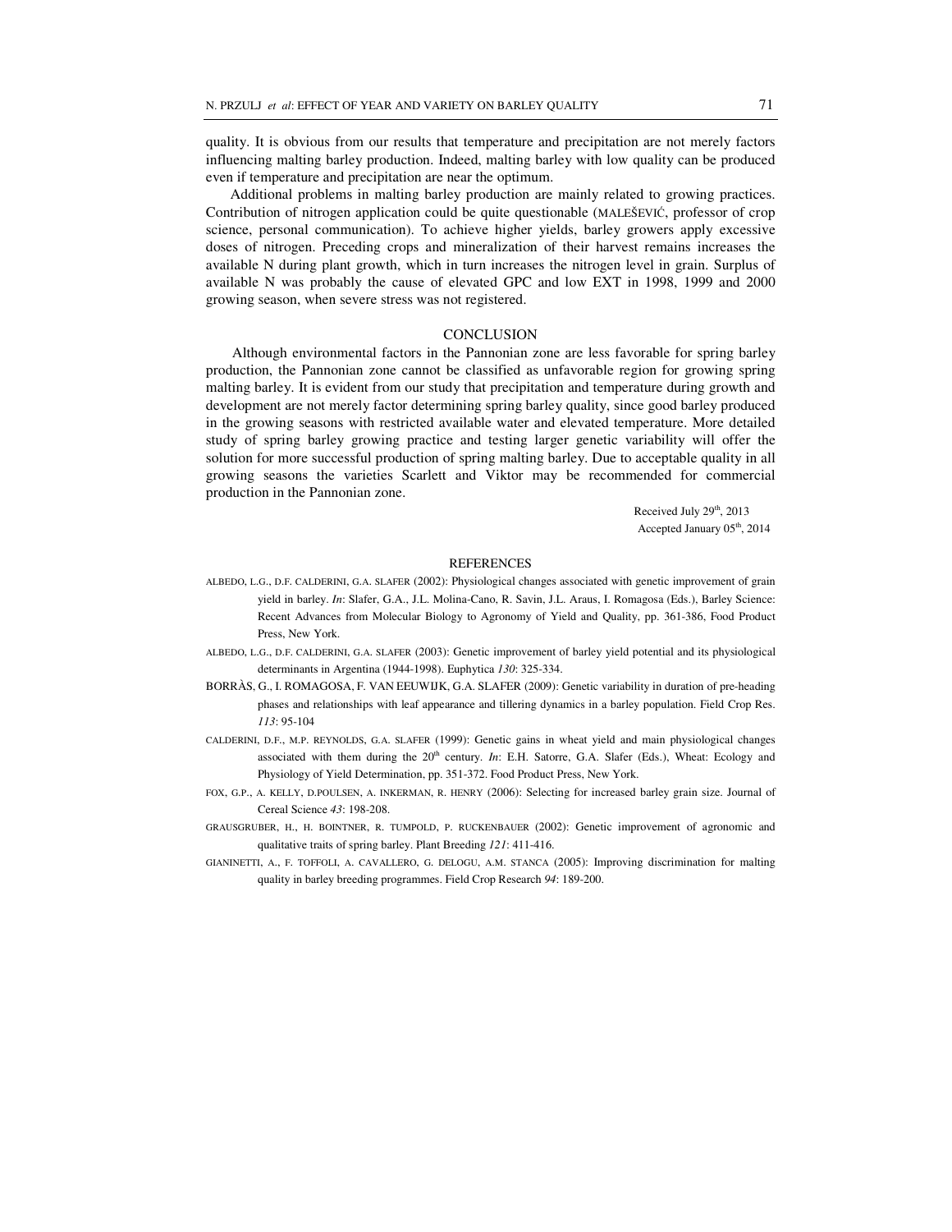quality. It is obvious from our results that temperature and precipitation are not merely factors influencing malting barley production. Indeed, malting barley with low quality can be produced even if temperature and precipitation are near the optimum.

Additional problems in malting barley production are mainly related to growing practices. Contribution of nitrogen application could be quite questionable (MALEŠEVIĆ, professor of crop science, personal communication). To achieve higher yields, barley growers apply excessive doses of nitrogen. Preceding crops and mineralization of their harvest remains increases the available N during plant growth, which in turn increases the nitrogen level in grain. Surplus of available N was probably the cause of elevated GPC and low EXT in 1998, 1999 and 2000 growing season, when severe stress was not registered.

## CONCLUSION

Although environmental factors in the Pannonian zone are less favorable for spring barley production, the Pannonian zone cannot be classified as unfavorable region for growing spring malting barley. It is evident from our study that precipitation and temperature during growth and development are not merely factor determining spring barley quality, since good barley produced in the growing seasons with restricted available water and elevated temperature. More detailed study of spring barley growing practice and testing larger genetic variability will offer the solution for more successful production of spring malting barley. Due to acceptable quality in all growing seasons the varieties Scarlett and Viktor may be recommended for commercial production in the Pannonian zone.

Received July 29th, 2013
Accepted January 05th, 2014

## REFERENCES

ALBEDO, L.G., D.F. CALDERINI, G.A. SLAFER (2002): Physiological changes associated with genetic improvement of grain yield in barley. *In*: Slafer, G.A., J.L. Molina-Cano, R. Savin, J.L. Araus, I. Romagosa (Eds.), Barley Science: Recent Advances from Molecular Biology to Agronomy of Yield and Quality, pp. 361-386, Food Product Press, New York.

ALBEDO, L.G., D.F. CALDERINI, G.A. SLAFER (2003): Genetic improvement of barley yield potential and its physiological determinants in Argentina (1944-1998). Euphytica *130*: 325-334.

BORRÀS, G., I. ROMAGOSA, F. VAN EEUWIJK, G.A. SLAFER (2009): Genetic variability in duration of pre-heading phases and relationships with leaf appearance and tillering dynamics in a barley population. Field Crop Res. *113*: 95-104

CALDERINI, D.F., M.P. REYNOLDS, G.A. SLAFER (1999): Genetic gains in wheat yield and main physiological changes associated with them during the 20th century. *In*: E.H. Satorre, G.A. Slafer (Eds.), Wheat: Ecology and Physiology of Yield Determination, pp. 351-372. Food Product Press, New York.

FOX, G.P., A. KELLY, D.POULSEN, A. INKERMAN, R. HENRY (2006): Selecting for increased barley grain size. Journal of Cereal Science *43*: 198-208.

GRAUSGRUBER, H., H. BOINTNER, R. TUMPOLD, P. RUCKENBAUER (2002): Genetic improvement of agronomic and qualitative traits of spring barley. Plant Breeding *121*: 411-416.

GIANINETTI, A., F. TOFFOLI, A. CAVALLERO, G. DELOGU, A.M. STANCA (2005): Improving discrimination for malting quality in barley breeding programmes. Field Crop Research *94*: 189-200.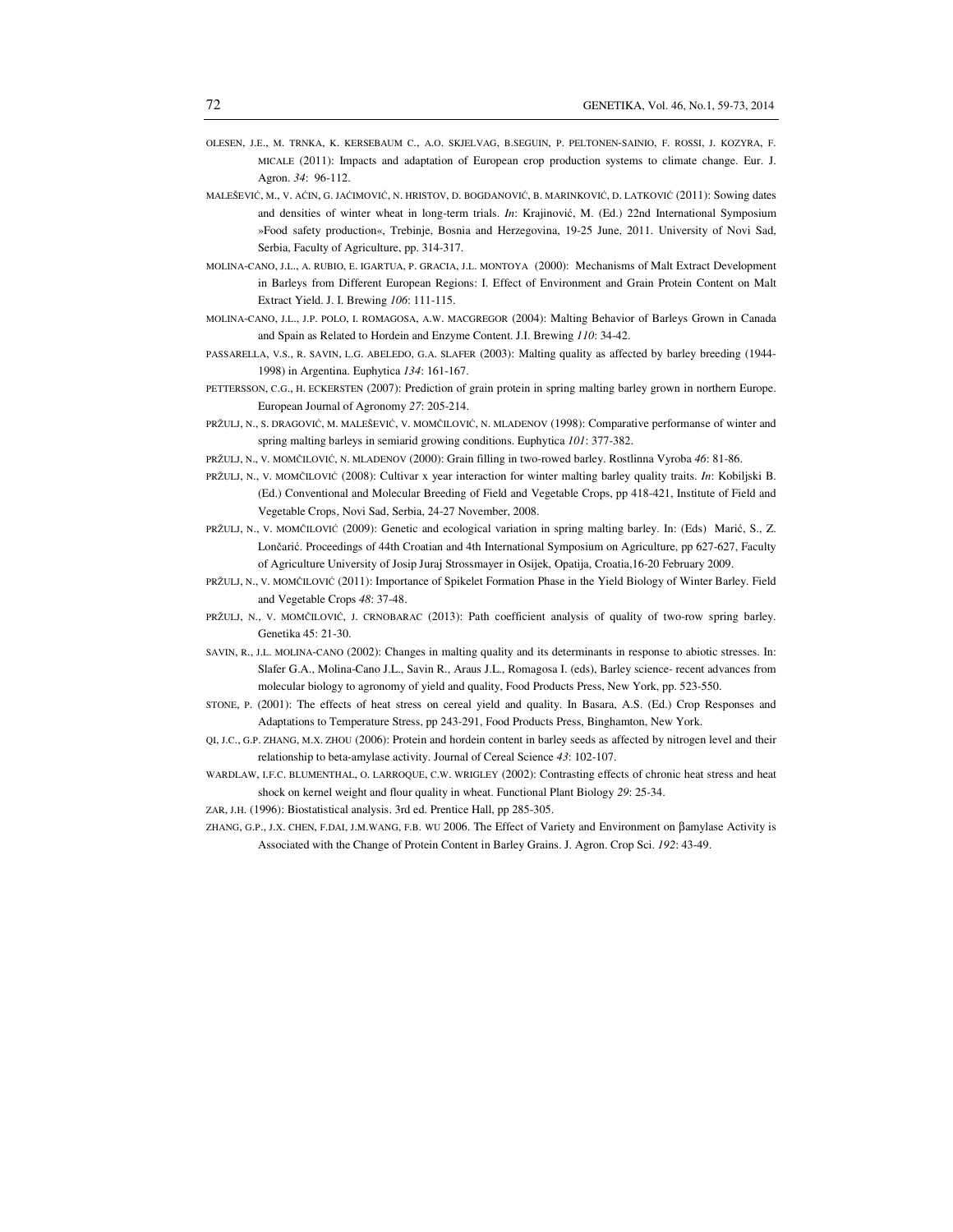OLESEN, J.E., M. TRNKA, K. KERSEBAUM C., A.O. SKJELVAG, B.SEGUIN, P. PELTONEN-SAINIO, F. ROSSI, J. KOZYRA, F. MICALE (2011): Impacts and adaptation of European crop production systems to climate change. Eur. J. Agron. *34*: 96-112.

MALEŠEVIĆ, M., V. AĆIN, G. JAĆIMOVIĆ, N. HRISTOV, D. BOGDANOVIĆ, B. MARINKOVIĆ, D. LATKOVIĆ (2011): Sowing dates and densities of winter wheat in long-term trials. *In*: Krajinović, M. (Ed.) 22nd International Symposium »Food safety production«, Trebinje, Bosnia and Herzegovina, 19-25 June, 2011. University of Novi Sad, Serbia, Faculty of Agriculture, pp. 314-317.

MOLINA-CANO, J.L., A. RUBIO, E. IGARTUA, P. GRACIA, J.L. MONTOYA (2000): Mechanisms of Malt Extract Development in Barleys from Different European Regions: I. Effect of Environment and Grain Protein Content on Malt Extract Yield. J. I. Brewing *106*: 111-115.

MOLINA-CANO, J.L., J.P. POLO, I. ROMAGOSA, A.W. MACGREGOR (2004): Malting Behavior of Barleys Grown in Canada and Spain as Related to Hordein and Enzyme Content. J.I. Brewing *110*: 34-42.

PASSARELLA, V.S., R. SAVIN, L.G. ABELEDO, G.A. SLAFER (2003): Malting quality as affected by barley breeding (1944-1998) in Argentina. Euphytica *134*: 161-167.

PETTERSSON, C.G., H. ECKERSTEN (2007): Prediction of grain protein in spring malting barley grown in northern Europe. European Journal of Agronomy *27*: 205-214.

PRŽULJ, N., S. DRAGOVIĆ, M. MALEŠEVIĆ, V. MOMČILOVIĆ, N. MLADENOV (1998): Comparative performanse of winter and spring malting barleys in semiarid growing conditions. Euphytica *101*: 377-382.

PRŽULJ, N., V. MOMČILOVIĆ, N. MLADENOV (2000): Grain filling in two-rowed barley. Rostlinna Vyroba *46*: 81-86.

PRŽULJ, N., V. MOMČILOVIĆ (2008): Cultivar x year interaction for winter malting barley quality traits. *In*: Kobiljski B. (Ed.) Conventional and Molecular Breeding of Field and Vegetable Crops, pp 418-421, Institute of Field and Vegetable Crops, Novi Sad, Serbia, 24-27 November, 2008.

PRŽULJ, N., V. MOMČILOVIĆ (2009): Genetic and ecological variation in spring malting barley. In: (Eds) Marić, S., Z. Lončarić. Proceedings of 44th Croatian and 4th International Symposium on Agriculture, pp 627-627, Faculty of Agriculture University of Josip Juraj Strossmayer in Osijek, Opatija, Croatia,16-20 February 2009.

PRŽULJ, N., V. MOMČILOVIĆ (2011): Importance of Spikelet Formation Phase in the Yield Biology of Winter Barley. Field and Vegetable Crops *48*: 37-48.

PRŽULJ, N., V. MOMČILOVIĆ, J. CRNOBARAC (2013): Path coefficient analysis of quality of two-row spring barley. Genetika 45: 21-30.

SAVIN, R., J.L. MOLINA-CANO (2002): Changes in malting quality and its determinants in response to abiotic stresses. In: Slafer G.A., Molina-Cano J.L., Savin R., Araus J.L., Romagosa I. (eds), Barley science- recent advances from molecular biology to agronomy of yield and quality, Food Products Press, New York, pp. 523-550.

STONE, P. (2001): The effects of heat stress on cereal yield and quality. In Basara, A.S. (Ed.) Crop Responses and Adaptations to Temperature Stress, pp 243-291, Food Products Press, Binghamton, New York.

QI, J.C., G.P. ZHANG, M.X. ZHOU (2006): Protein and hordein content in barley seeds as affected by nitrogen level and their relationship to beta-amylase activity. Journal of Cereal Science *43*: 102-107.

WARDLAW, I.F.C. BLUMENTHAL, O. LARROQUE, C.W. WRIGLEY (2002): Contrasting effects of chronic heat stress and heat shock on kernel weight and flour quality in wheat. Functional Plant Biology *29*: 25-34.

ZAR, J.H. (1996): Biostatistical analysis. 3rd ed. Prentice Hall, pp 285-305.

ZHANG, G.P., J.X. CHEN, F.DAI, J.M.WANG, F.B. WU 2006. The Effect of Variety and Environment on βamylase Activity is Associated with the Change of Protein Content in Barley Grains. J. Agron. Crop Sci. *192*: 43-49.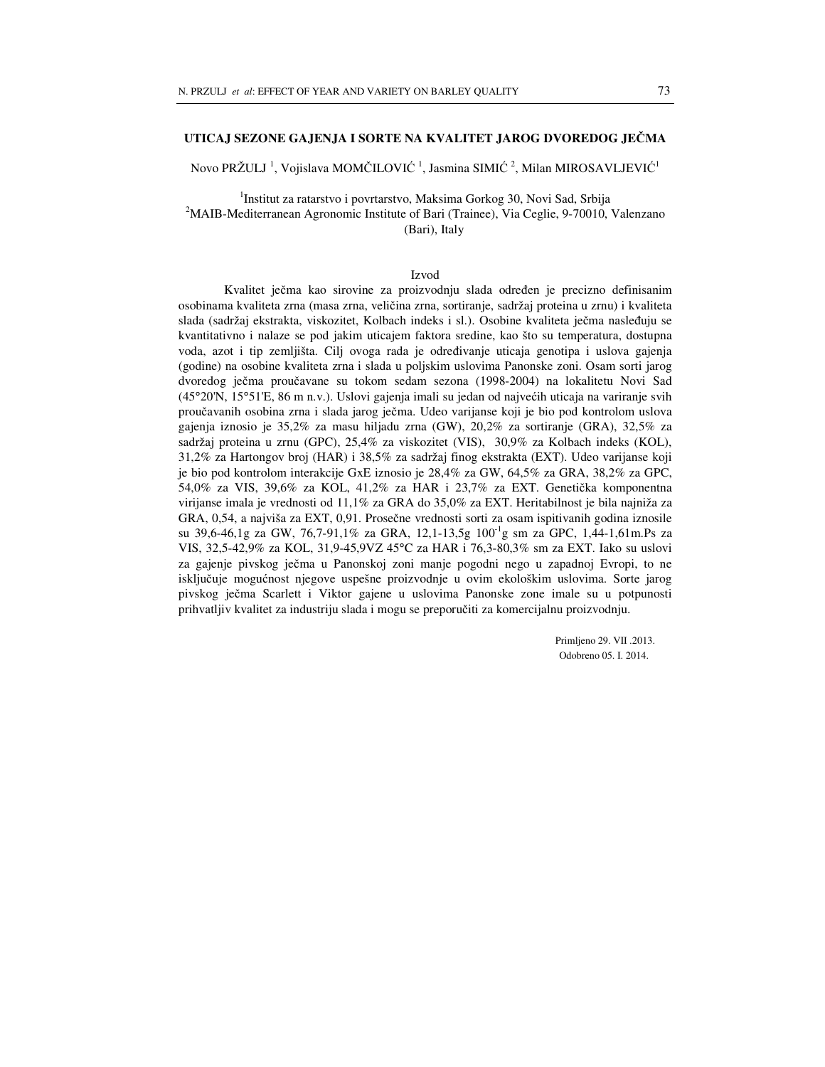# UTICAJ SEZONE GAJENJA I SORTE NA KVALITET JAROG DVOREDOG JEČMA

Novo PRŽULJ [1], Vojislava MOMČILOVIĆ [1], Jasmina SIMIĆ [2], Milan MIROSAVLJEVIĆ[1]

[1]Institut za ratarstvo i povrtarstvo, Maksima Gorkog 30, Novi Sad, Srbija
[2]MAIB-Mediterranean Agronomic Institute of Bari (Trainee), Via Ceglie, 9-70010, Valenzano (Bari), Italy

## Izvod

Kvalitet ječma kao sirovine za proizvodnju slada određen je precizno definisanim osobinama kvaliteta zrna (masa zrna, veličina zrna, sortiranje, sadržaj proteina u zrnu) i kvaliteta slada (sadržaj ekstrakta, viskozitet, Kolbach indeks i sl.). Osobine kvaliteta ječma nasleđuju se kvantitativno i nalaze se pod jakim uticajem faktora sredine, kao što su temperatura, dostupna voda, azot i tip zemljišta. Cilj ovoga rada je određivanje uticaja genotipa i uslova gajenja (godine) na osobine kvaliteta zrna i slada u poljskim uslovima Panonske zoni. Osam sorti jarog dvoredog ječma proučavane su tokom sedam sezona (1998-2004) na lokalitetu Novi Sad (45°20'N, 15°51'E, 86 m n.v.). Uslovi gajenja imali su jedan od najvećih uticaja na variranje svih proučavanih osobina zrna i slada jarog ječma. Udeo varijanse koji je bio pod kontrolom uslova gajenja iznosio je 35,2% za masu hiljadu zrna (GW), 20,2% za sortiranje (GRA), 32,5% za sadržaj proteina u zrnu (GPC), 25,4% za viskozitet (VIS), 30,9% za Kolbach indeks (KOL), 31,2% za Hartongov broj (HAR) i 38,5% za sadržaj finog ekstrakta (EXT). Udeo varijanse koji je bio pod kontrolom interakcije GxE iznosio je 28,4% za GW, 64,5% za GRA, 38,2% za GPC, 54,0% za VIS, 39,6% za KOL, 41,2% za HAR i 23,7% za EXT. Genetička komponentna virijanse imala je vrednosti od 11,1% za GRA do 35,0% za EXT. Heritabilnost je bila najniža za GRA, 0,54, a najviša za EXT, 0,91. Prosečne vrednosti sorti za osam ispitivanih godina iznosile su 39,6-46,1g za GW, 76,7-91,1% za GRA, 12,1-13,5g $100^{-1}$g sm za GPC, 1,44-1,61m.Ps za VIS, 32,5-42,9% za KOL, 31,9-45,9VZ 45°C za HAR i 76,3-80,3% sm za EXT. Iako su uslovi za gajenje pivskog ječma u Panonskoj zoni manje pogodni nego u zapadnoj Evropi, to ne isključuje mogućnost njegove uspešne proizvodnje u ovim ekološkim uslovima. Sorte jarog pivskog ječma Scarlett i Viktor gajene u uslovima Panonske zone imale su u potpunosti prihvatljiv kvalitet za industriju slada i mogu se preporučiti za komercijalnu proizvodnju.

Primljeno 29. VII .2013.
Odobreno 05. I. 2014.